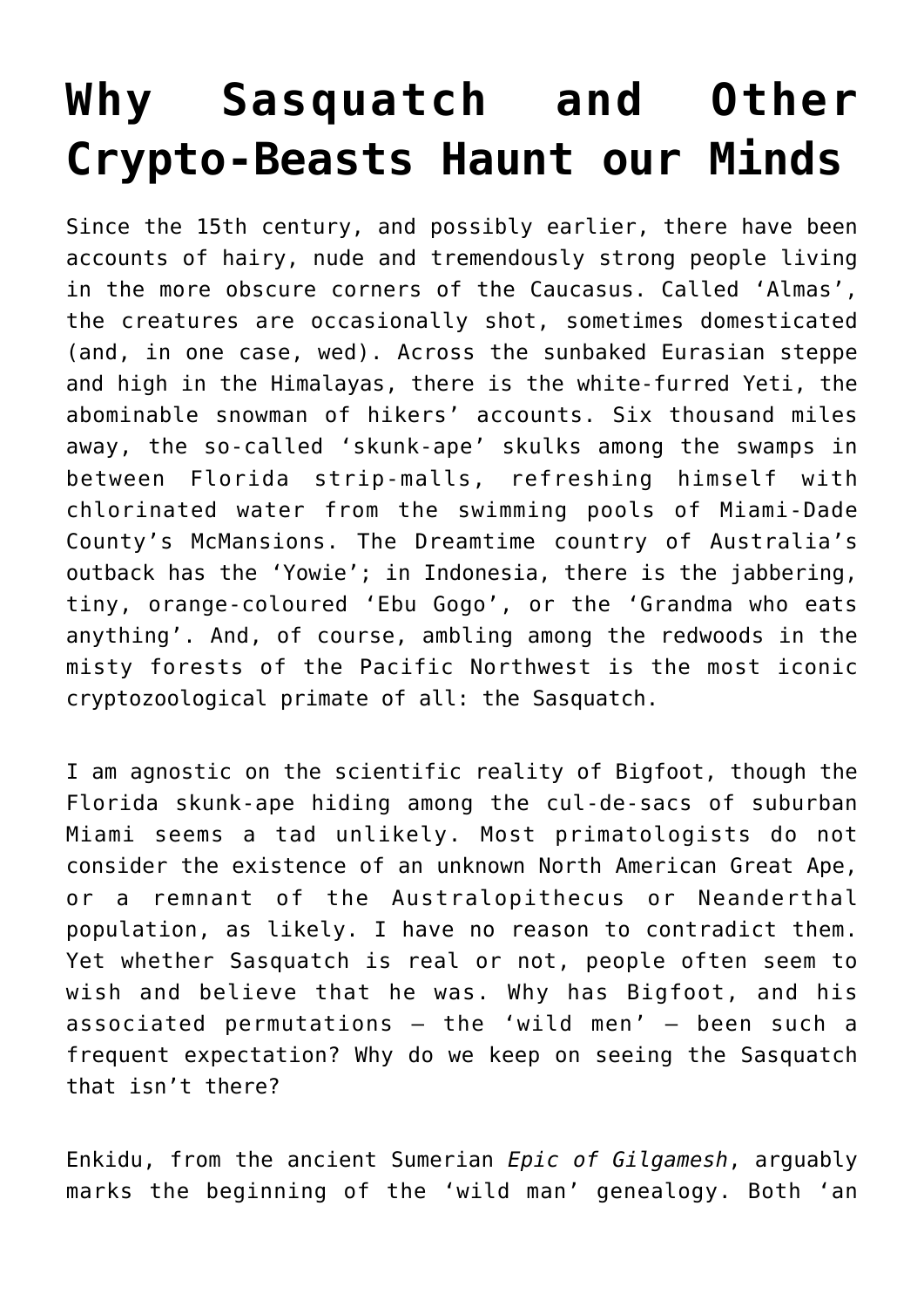# Why Sasquatch and Other Crypto-Beasts Haunt our Minds

Since the 15th century, and possibly earlier, there have been accounts of hairy, nude and tremendously strong people living in the more obscure corners of the Caucasus. Called 'Almas', the creatures are occasionally shot, sometimes domesticated (and, in one case, wed). Across the sunbaked Eurasian steppe and high in the Himalayas, there is the white-furred Yeti, the abominable snowman of hikers' accounts. Six thousand miles away, the so-called 'skunk-ape' skulks among the swamps in between Florida strip-malls, refreshing himself with chlorinated water from the swimming pools of Miami-Dade County's McMansions. The Dreamtime country of Australia's outback has the 'Yowie'; in Indonesia, there is the jabbering, tiny, orange-coloured 'Ebu Gogo', or the 'Grandma who eats anything'. And, of course, ambling among the redwoods in the misty forests of the Pacific Northwest is the most iconic cryptozoological primate of all: the Sasquatch.

I am agnostic on the scientific reality of Bigfoot, though the Florida skunk-ape hiding among the cul-de-sacs of suburban Miami seems a tad unlikely. Most primatologists do not consider the existence of an unknown North American Great Ape, or a remnant of the Australopithecus or Neanderthal population, as likely. I have no reason to contradict them. Yet whether Sasquatch is real or not, people often seem to wish and believe that he was. Why has Bigfoot, and his associated permutations – the 'wild men' – been such a frequent expectation? Why do we keep on seeing the Sasquatch that isn't there?

Enkidu, from the ancient Sumerian *Epic of Gilgamesh*, arguably marks the beginning of the 'wild man' genealogy. Both 'an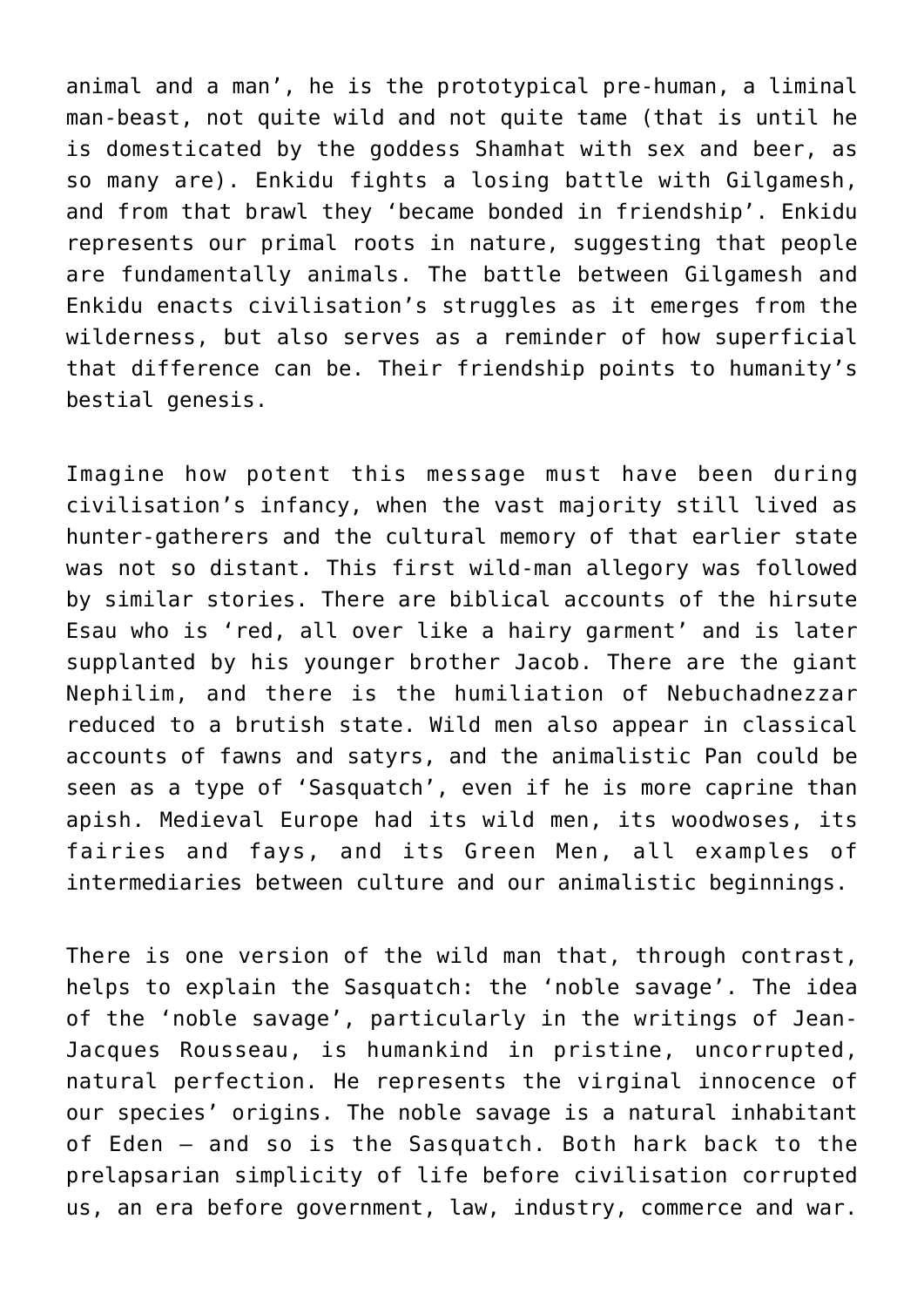animal and a man', he is the prototypical pre-human, a liminal man-beast, not quite wild and not quite tame (that is until he is domesticated by the goddess Shamhat with sex and beer, as so many are). Enkidu fights a losing battle with Gilgamesh, and from that brawl they 'became bonded in friendship'. Enkidu represents our primal roots in nature, suggesting that people are fundamentally animals. The battle between Gilgamesh and Enkidu enacts civilisation's struggles as it emerges from the wilderness, but also serves as a reminder of how superficial that difference can be. Their friendship points to humanity's bestial genesis.

Imagine how potent this message must have been during civilisation's infancy, when the vast majority still lived as hunter-gatherers and the cultural memory of that earlier state was not so distant. This first wild-man allegory was followed by similar stories. There are biblical accounts of the hirsute Esau who is 'red, all over like a hairy garment' and is later supplanted by his younger brother Jacob. There are the giant Nephilim, and there is the humiliation of Nebuchadnezzar reduced to a brutish state. Wild men also appear in classical accounts of fawns and satyrs, and the animalistic Pan could be seen as a type of 'Sasquatch', even if he is more caprine than apish. Medieval Europe had its wild men, its woodwoses, its fairies and fays, and its Green Men, all examples of intermediaries between culture and our animalistic beginnings.

There is one version of the wild man that, through contrast, helps to explain the Sasquatch: the 'noble savage'. The idea of the 'noble savage', particularly in the writings of Jean-Jacques Rousseau, is humankind in pristine, uncorrupted, natural perfection. He represents the virginal innocence of our species' origins. The noble savage is a natural inhabitant of Eden – and so is the Sasquatch. Both hark back to the prelapsarian simplicity of life before civilisation corrupted us, an era before government, law, industry, commerce and war.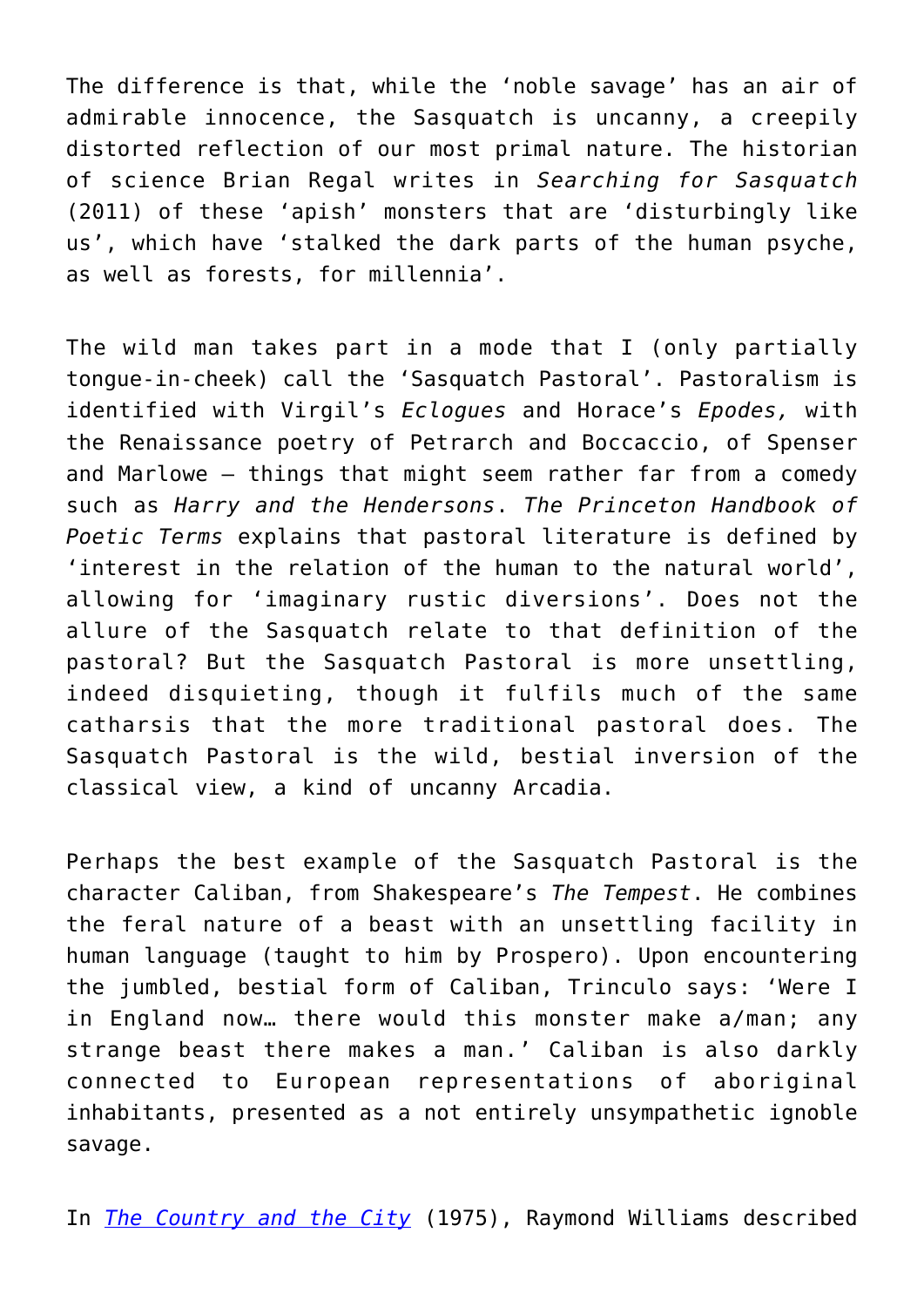The difference is that, while the 'noble savage' has an air of admirable innocence, the Sasquatch is uncanny, a creepily distorted reflection of our most primal nature. The historian of science Brian Regal writes in *Searching for Sasquatch* (2011) of these 'apish' monsters that are 'disturbingly like us', which have 'stalked the dark parts of the human psyche, as well as forests, for millennia'.

The wild man takes part in a mode that I (only partially tongue-in-cheek) call the 'Sasquatch Pastoral'. Pastoralism is identified with Virgil's *Eclogues* and Horace's *Epodes,* with the Renaissance poetry of Petrarch and Boccaccio, of Spenser and Marlowe – things that might seem rather far from a comedy such as *Harry and the Hendersons*. *The Princeton Handbook of Poetic Terms* explains that pastoral literature is defined by 'interest in the relation of the human to the natural world', allowing for 'imaginary rustic diversions'. Does not the allure of the Sasquatch relate to that definition of the pastoral? But the Sasquatch Pastoral is more unsettling, indeed disquieting, though it fulfils much of the same catharsis that the more traditional pastoral does. The Sasquatch Pastoral is the wild, bestial inversion of the classical view, a kind of uncanny Arcadia.

Perhaps the best example of the Sasquatch Pastoral is the character Caliban, from Shakespeare's *The Tempest*. He combines the feral nature of a beast with an unsettling facility in human language (taught to him by Prospero). Upon encountering the jumbled, bestial form of Caliban, Trinculo says: 'Were I in England now… there would this monster make a/man; any strange beast there makes a man.' Caliban is also darkly connected to European representations of aboriginal inhabitants, presented as a not entirely unsympathetic ignoble savage.

In *The Country and the City* (1975), Raymond Williams described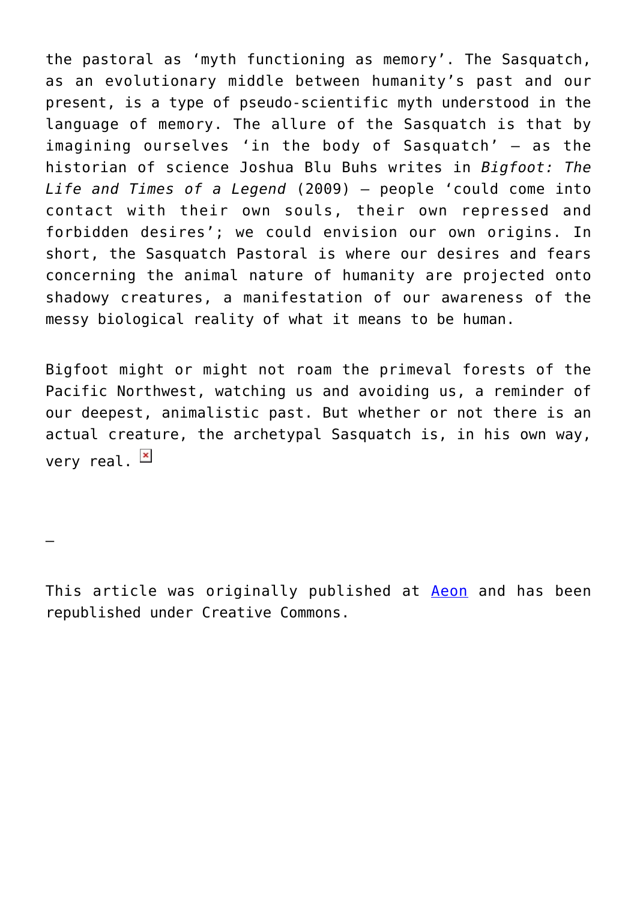the pastoral as 'myth functioning as memory'. The Sasquatch, as an evolutionary middle between humanity's past and our present, is a type of pseudo-scientific myth understood in the language of memory. The allure of the Sasquatch is that by imagining ourselves 'in the body of Sasquatch' – as the historian of science Joshua Blu Buhs writes in *Bigfoot: The Life and Times of a Legend* (2009) – people 'could come into contact with their own souls, their own repressed and forbidden desires'; we could envision our own origins. In short, the Sasquatch Pastoral is where our desires and fears concerning the animal nature of humanity are projected onto shadowy creatures, a manifestation of our awareness of the messy biological reality of what it means to be human.

Bigfoot might or might not roam the primeval forests of the Pacific Northwest, watching us and avoiding us, a reminder of our deepest, animalistic past. But whether or not there is an actual creature, the archetypal Sasquatch is, in his own way, very real.

–

This article was originally published at [Aeon](https://aeon.co) and has been republished under Creative Commons.